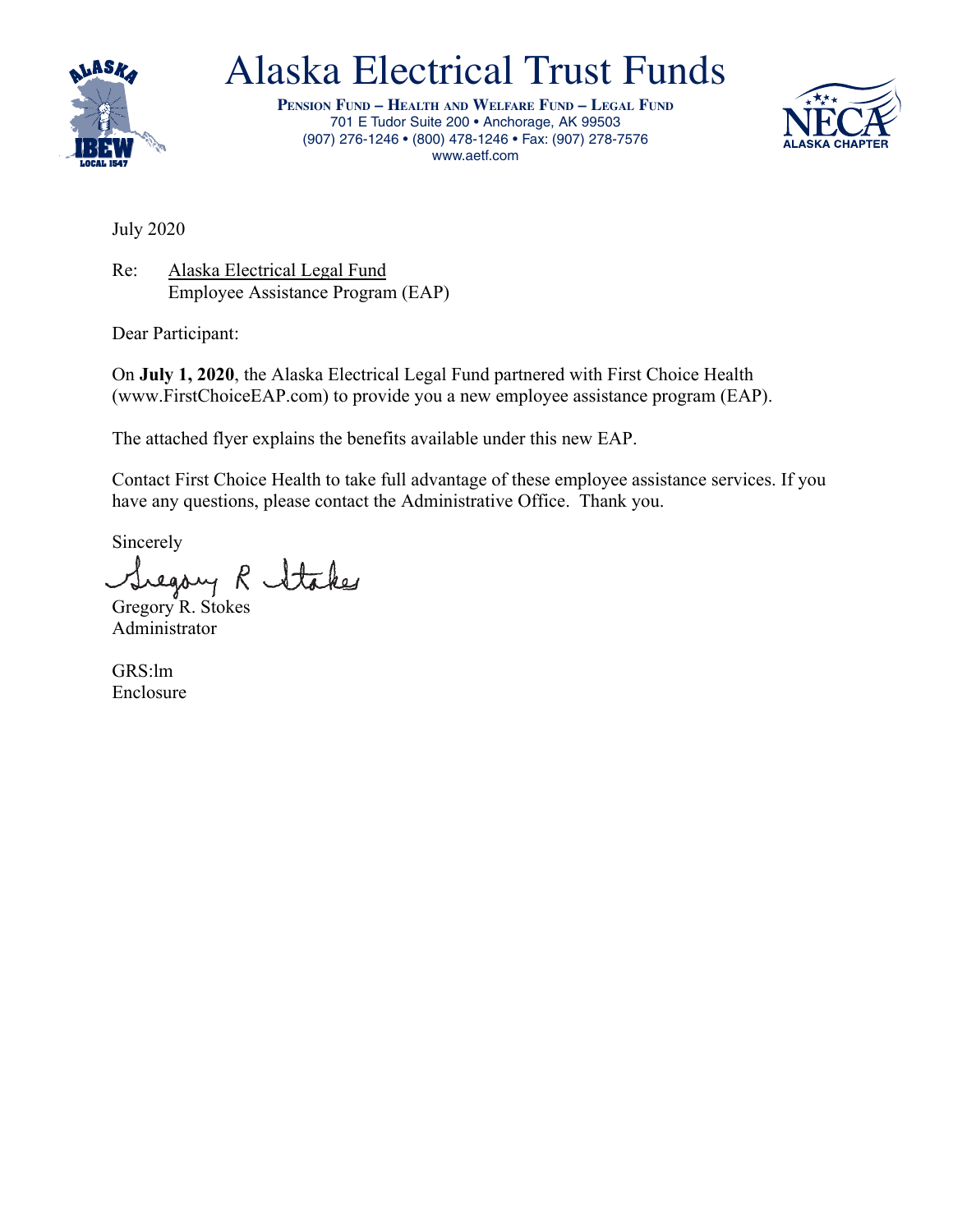# Alaska Electrical Trust Funds

**Pension Fund – Health and Welfare Fund – Legal Fund**
701 E Tudor Suite 200 • Anchorage, AK 99503
(907) 276-1246 • (800) 478-1246 • Fax: (907) 278-7576
www.aetf.com

July 2020

Re: Alaska Electrical Legal Fund
Employee Assistance Program (EAP)

Dear Participant:

On **July 1, 2020**, the Alaska Electrical Legal Fund partnered with First Choice Health (www.FirstChoiceEAP.com) to provide you a new employee assistance program (EAP).

The attached flyer explains the benefits available under this new EAP.

Contact First Choice Health to take full advantage of these employee assistance services. If you have any questions, please contact the Administrative Office. Thank you.

Sincerely

Gregory R. Stokes
Administrator

GRS:lm
Enclosure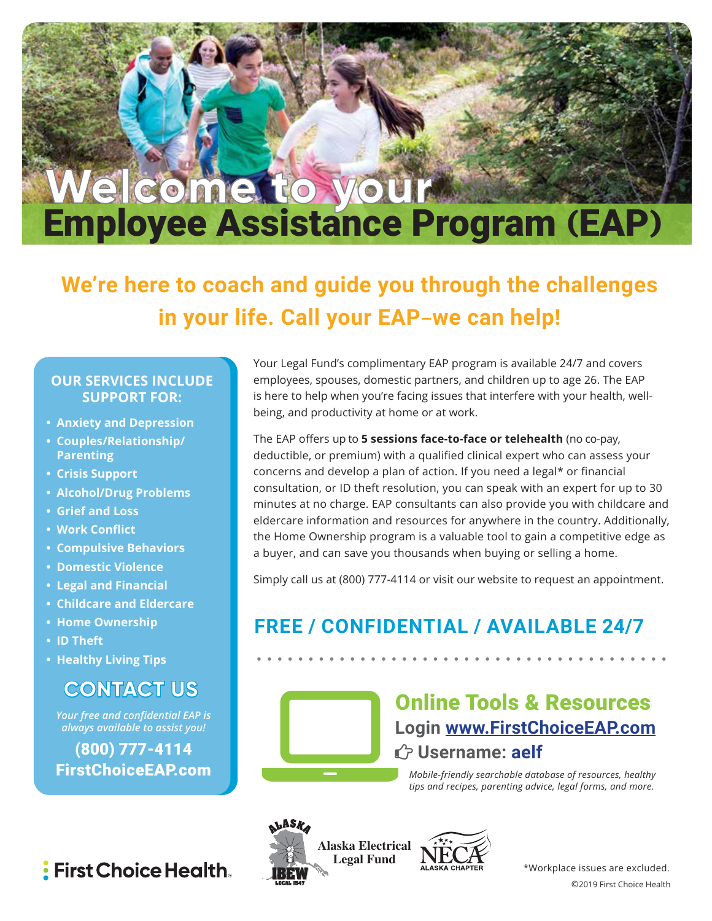# Welcome to your Employee Assistance Program (EAP)

## We're here to coach and guide you through the challenges in your life. Call your EAP–we can help!

### OUR SERVICES INCLUDE SUPPORT FOR:

- **Anxiety and Depression**
- **Couples/Relationship/ Parenting**
- **Crisis Support**
- **Alcohol/Drug Problems**
- **Grief and Loss**
- **Work Conflict**
- **Compulsive Behaviors**
- **Domestic Violence**
- **Legal and Financial**
- **Childcare and Eldercare**
- **Home Ownership**
- **ID Theft**
- **Healthy Living Tips**

### CONTACT US

*Your free and confidential EAP is always available to assist you!*

**(800) 777-4114**
**FirstChoiceEAP.com**

Your Legal Fund's complimentary EAP program is available 24/7 and covers employees, spouses, domestic partners, and children up to age 26. The EAP is here to help when you're facing issues that interfere with your health, well-being, and productivity at home or at work.

The EAP offers up to **5 sessions face-to-face or telehealth** (no co-pay, deductible, or premium) with a qualified clinical expert who can assess your concerns and develop a plan of action. If you need a legal* or financial consultation, or ID theft resolution, you can speak with an expert for up to 30 minutes at no charge. EAP consultants can also provide you with childcare and eldercare information and resources for anywhere in the country. Additionally, the Home Ownership program is a valuable tool to gain a competitive edge as a buyer, and can save you thousands when buying or selling a home.

Simply call us at (800) 777-4114 or visit our website to request an appointment.

## FREE / CONFIDENTIAL / AVAILABLE 24/7

### Online Tools & Resources

**Login www.FirstChoiceEAP.com**
**Username: aelf**

*Mobile-friendly searchable database of resources, healthy tips and recipes, parenting advice, legal forms, and more.*

First Choice Health

Alaska Electrical Legal Fund

ALASKA IBEW LOCAL 1547

NECA ALASKA CHAPTER

*Workplace issues are excluded.

©2019 First Choice Health